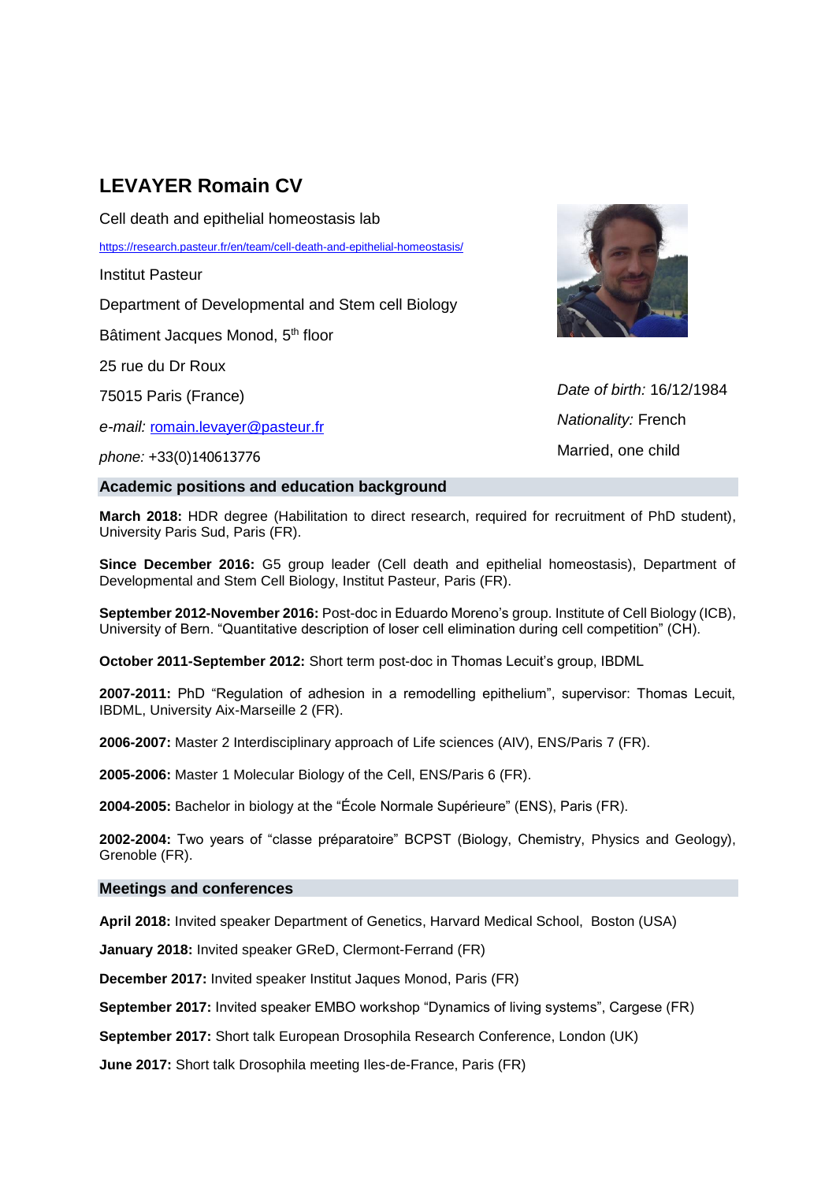# LEVAYER Romain CV

Cell death and epithelial homeostasis lab

https://research.pasteur.fr/en/team/cell-death-and-epithelial-homeostasis/

Institut Pasteur

Department of Developmental and Stem cell Biology

Bâtiment Jacques Monod, 5th floor

25 rue du Dr Roux

75015 Paris (France)

*e-mail:* romain.levayer@pasteur.fr

*phone:* +33(0)140613776

*Date of birth:* 16/12/1984

*Nationality:* French

Married, one child

## Academic positions and education background

**March 2018:** HDR degree (Habilitation to direct research, required for recruitment of PhD student), University Paris Sud, Paris (FR).

**Since December 2016:** G5 group leader (Cell death and epithelial homeostasis), Department of Developmental and Stem Cell Biology, Institut Pasteur, Paris (FR).

**September 2012-November 2016:** Post-doc in Eduardo Moreno's group. Institute of Cell Biology (ICB), University of Bern. "Quantitative description of loser cell elimination during cell competition" (CH).

**October 2011-September 2012:** Short term post-doc in Thomas Lecuit's group, IBDML

**2007-2011:** PhD "Regulation of adhesion in a remodelling epithelium", supervisor: Thomas Lecuit, IBDML, University Aix-Marseille 2 (FR).

**2006-2007:** Master 2 Interdisciplinary approach of Life sciences (AIV), ENS/Paris 7 (FR).

**2005-2006:** Master 1 Molecular Biology of the Cell, ENS/Paris 6 (FR).

**2004-2005:** Bachelor in biology at the "École Normale Supérieure" (ENS), Paris (FR).

**2002-2004:** Two years of "classe préparatoire" BCPST (Biology, Chemistry, Physics and Geology), Grenoble (FR).

## Meetings and conferences

**April 2018:** Invited speaker Department of Genetics, Harvard Medical School, Boston (USA)

**January 2018:** Invited speaker GReD, Clermont-Ferrand (FR)

**December 2017:** Invited speaker Institut Jaques Monod, Paris (FR)

**September 2017:** Invited speaker EMBO workshop "Dynamics of living systems", Cargese (FR)

**September 2017:** Short talk European Drosophila Research Conference, London (UK)

**June 2017:** Short talk Drosophila meeting Iles-de-France, Paris (FR)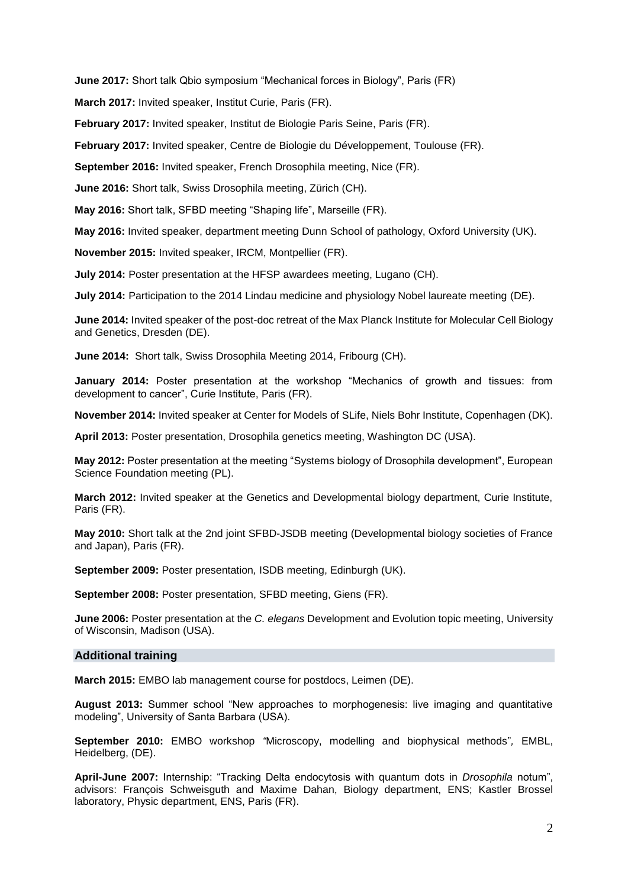**June 2017:** Short talk Qbio symposium "Mechanical forces in Biology", Paris (FR)

**March 2017:** Invited speaker, Institut Curie, Paris (FR).

**February 2017:** Invited speaker, Institut de Biologie Paris Seine, Paris (FR).

**February 2017:** Invited speaker, Centre de Biologie du Développement, Toulouse (FR).

**September 2016:** Invited speaker, French Drosophila meeting, Nice (FR).

**June 2016:** Short talk, Swiss Drosophila meeting, Zürich (CH).

**May 2016:** Short talk, SFBD meeting "Shaping life", Marseille (FR).

**May 2016:** Invited speaker, department meeting Dunn School of pathology, Oxford University (UK).

**November 2015:** Invited speaker, IRCM, Montpellier (FR).

**July 2014:** Poster presentation at the HFSP awardees meeting, Lugano (CH).

**July 2014:** Participation to the 2014 Lindau medicine and physiology Nobel laureate meeting (DE).

**June 2014:** Invited speaker of the post-doc retreat of the Max Planck Institute for Molecular Cell Biology and Genetics, Dresden (DE).

**June 2014:** Short talk, Swiss Drosophila Meeting 2014, Fribourg (CH).

**January 2014:** Poster presentation at the workshop "Mechanics of growth and tissues: from development to cancer", Curie Institute, Paris (FR).

**November 2014:** Invited speaker at Center for Models of SLife, Niels Bohr Institute, Copenhagen (DK).

**April 2013:** Poster presentation, Drosophila genetics meeting, Washington DC (USA).

**May 2012:** Poster presentation at the meeting "Systems biology of Drosophila development", European Science Foundation meeting (PL).

**March 2012:** Invited speaker at the Genetics and Developmental biology department, Curie Institute, Paris (FR).

**May 2010:** Short talk at the 2nd joint SFBD-JSDB meeting (Developmental biology societies of France and Japan), Paris (FR).

**September 2009:** Poster presentation, ISDB meeting, Edinburgh (UK).

**September 2008:** Poster presentation, SFBD meeting, Giens (FR).

**June 2006:** Poster presentation at the *C. elegans* Development and Evolution topic meeting, University of Wisconsin, Madison (USA).

## Additional training

**March 2015:** EMBO lab management course for postdocs, Leimen (DE).

**August 2013:** Summer school "New approaches to morphogenesis: live imaging and quantitative modeling", University of Santa Barbara (USA).

**September 2010:** EMBO workshop "Microscopy, modelling and biophysical methods", EMBL, Heidelberg, (DE).

**April-June 2007:** Internship: "Tracking Delta endocytosis with quantum dots in *Drosophila* notum", advisors: François Schweisguth and Maxime Dahan, Biology department, ENS; Kastler Brossel laboratory, Physic department, ENS, Paris (FR).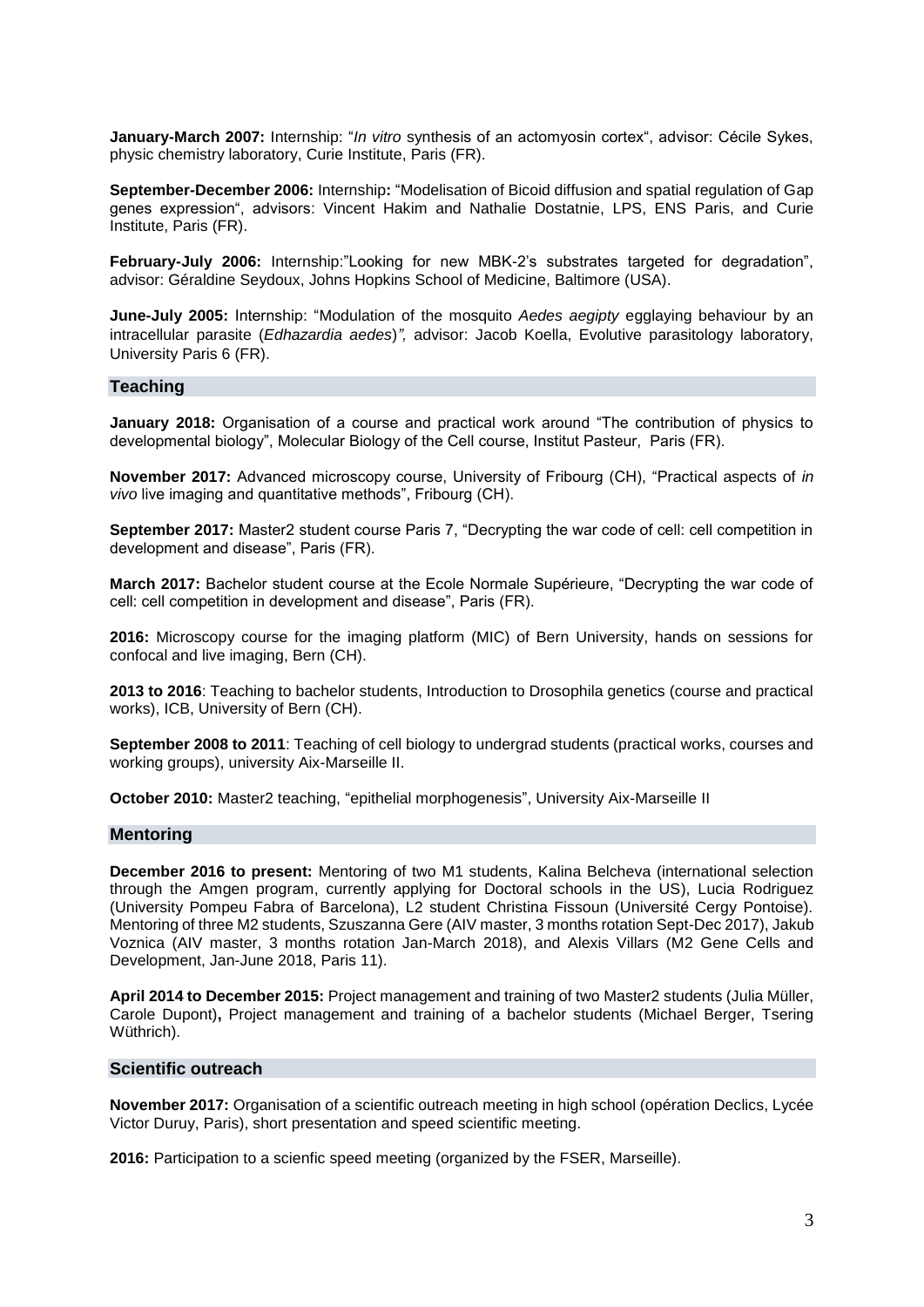**January-March 2007:** Internship: "*In vitro* synthesis of an actomyosin cortex", advisor: Cécile Sykes, physic chemistry laboratory, Curie Institute, Paris (FR).

**September-December 2006:** Internship**:** "Modelisation of Bicoid diffusion and spatial regulation of Gap genes expression", advisors: Vincent Hakim and Nathalie Dostatnie, LPS, ENS Paris, and Curie Institute, Paris (FR).

**February-July 2006:** Internship:"Looking for new MBK-2's substrates targeted for degradation", advisor: Géraldine Seydoux, Johns Hopkins School of Medicine, Baltimore (USA).

**June-July 2005:** Internship: "Modulation of the mosquito *Aedes aegipty* egglaying behaviour by an intracellular parasite (*Edhazardia aedes*)*",* advisor: Jacob Koella, Evolutive parasitology laboratory, University Paris 6 (FR).

## Teaching

**January 2018:** Organisation of a course and practical work around "The contribution of physics to developmental biology", Molecular Biology of the Cell course, Institut Pasteur, Paris (FR).

**November 2017:** Advanced microscopy course, University of Fribourg (CH), "Practical aspects of *in vivo* live imaging and quantitative methods", Fribourg (CH).

**September 2017:** Master2 student course Paris 7, "Decrypting the war code of cell: cell competition in development and disease", Paris (FR).

**March 2017:** Bachelor student course at the Ecole Normale Supérieure, "Decrypting the war code of cell: cell competition in development and disease", Paris (FR).

**2016:** Microscopy course for the imaging platform (MIC) of Bern University, hands on sessions for confocal and live imaging, Bern (CH).

**2013 to 2016**: Teaching to bachelor students, Introduction to Drosophila genetics (course and practical works), ICB, University of Bern (CH).

**September 2008 to 2011**: Teaching of cell biology to undergrad students (practical works, courses and working groups), university Aix-Marseille II.

**October 2010:** Master2 teaching, "epithelial morphogenesis", University Aix-Marseille II

## Mentoring

**December 2016 to present:** Mentoring of two M1 students, Kalina Belcheva (international selection through the Amgen program, currently applying for Doctoral schools in the US), Lucia Rodriguez (University Pompeu Fabra of Barcelona), L2 student Christina Fissoun (Université Cergy Pontoise). Mentoring of three M2 students, Szuszanna Gere (AIV master, 3 months rotation Sept-Dec 2017), Jakub Voznica (AIV master, 3 months rotation Jan-March 2018), and Alexis Villars (M2 Gene Cells and Development, Jan-June 2018, Paris 11).

**April 2014 to December 2015:** Project management and training of two Master2 students (Julia Müller, Carole Dupont)**,** Project management and training of a bachelor students (Michael Berger, Tsering Wüthrich).

## Scientific outreach

**November 2017:** Organisation of a scientific outreach meeting in high school (opération Declics, Lycée Victor Duruy, Paris), short presentation and speed scientific meeting.

**2016:** Participation to a scienfic speed meeting (organized by the FSER, Marseille).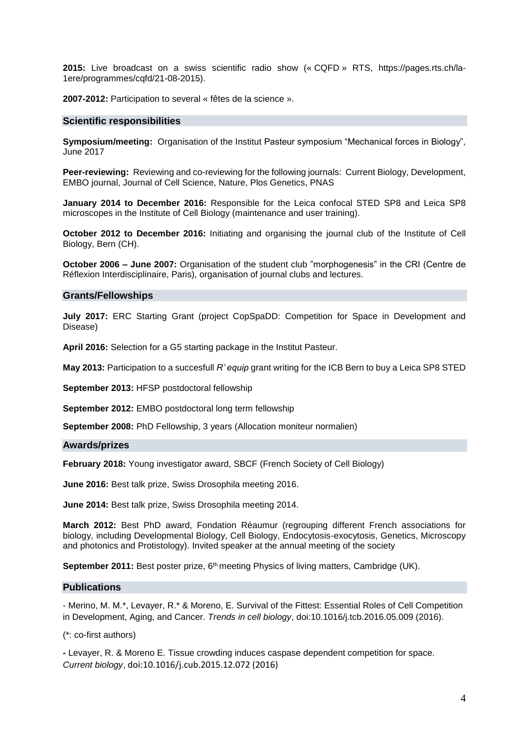**2015:** Live broadcast on a swiss scientific radio show (« CQFD » RTS, https://pages.rts.ch/la-1ere/programmes/cqfd/21-08-2015).

**2007-2012:** Participation to several « fêtes de la science ».

## Scientific responsibilities

**Symposium/meeting:** Organisation of the Institut Pasteur symposium "Mechanical forces in Biology", June 2017

**Peer-reviewing:** Reviewing and co-reviewing for the following journals: Current Biology, Development, EMBO journal, Journal of Cell Science, Nature, Plos Genetics, PNAS

**January 2014 to December 2016:** Responsible for the Leica confocal STED SP8 and Leica SP8 microscopes in the Institute of Cell Biology (maintenance and user training).

**October 2012 to December 2016:** Initiating and organising the journal club of the Institute of Cell Biology, Bern (CH).

**October 2006 – June 2007:** Organisation of the student club "morphogenesis" in the CRI (Centre de Réflexion Interdisciplinaire, Paris), organisation of journal clubs and lectures.

## Grants/Fellowships

**July 2017:** ERC Starting Grant (project CopSpaDD: Competition for Space in Development and Disease)

**April 2016:** Selection for a G5 starting package in the Institut Pasteur.

**May 2013:** Participation to a succesfull *R' equip* grant writing for the ICB Bern to buy a Leica SP8 STED

**September 2013:** HFSP postdoctoral fellowship

**September 2012:** EMBO postdoctoral long term fellowship

**September 2008:** PhD Fellowship, 3 years (Allocation moniteur normalien)

## Awards/prizes

**February 2018:** Young investigator award, SBCF (French Society of Cell Biology)

**June 2016:** Best talk prize, Swiss Drosophila meeting 2016.

**June 2014:** Best talk prize, Swiss Drosophila meeting 2014.

**March 2012:** Best PhD award, Fondation Réaumur (regrouping different French associations for biology, including Developmental Biology, Cell Biology, Endocytosis-exocytosis, Genetics, Microscopy and photonics and Protistology). Invited speaker at the annual meeting of the society

**September 2011:** Best poster prize, 6th meeting Physics of living matters, Cambridge (UK).

## Publications

- Merino, M. M.*, Levayer, R.* & Moreno, E. Survival of the Fittest: Essential Roles of Cell Competition in Development, Aging, and Cancer. *Trends in cell biology*, doi:10.1016/j.tcb.2016.05.009 (2016).

(*: co-first authors)

- Levayer, R. & Moreno E. Tissue crowding induces caspase dependent competition for space. *Current biology*, doi:10.1016/j.cub.2015.12.072 (2016)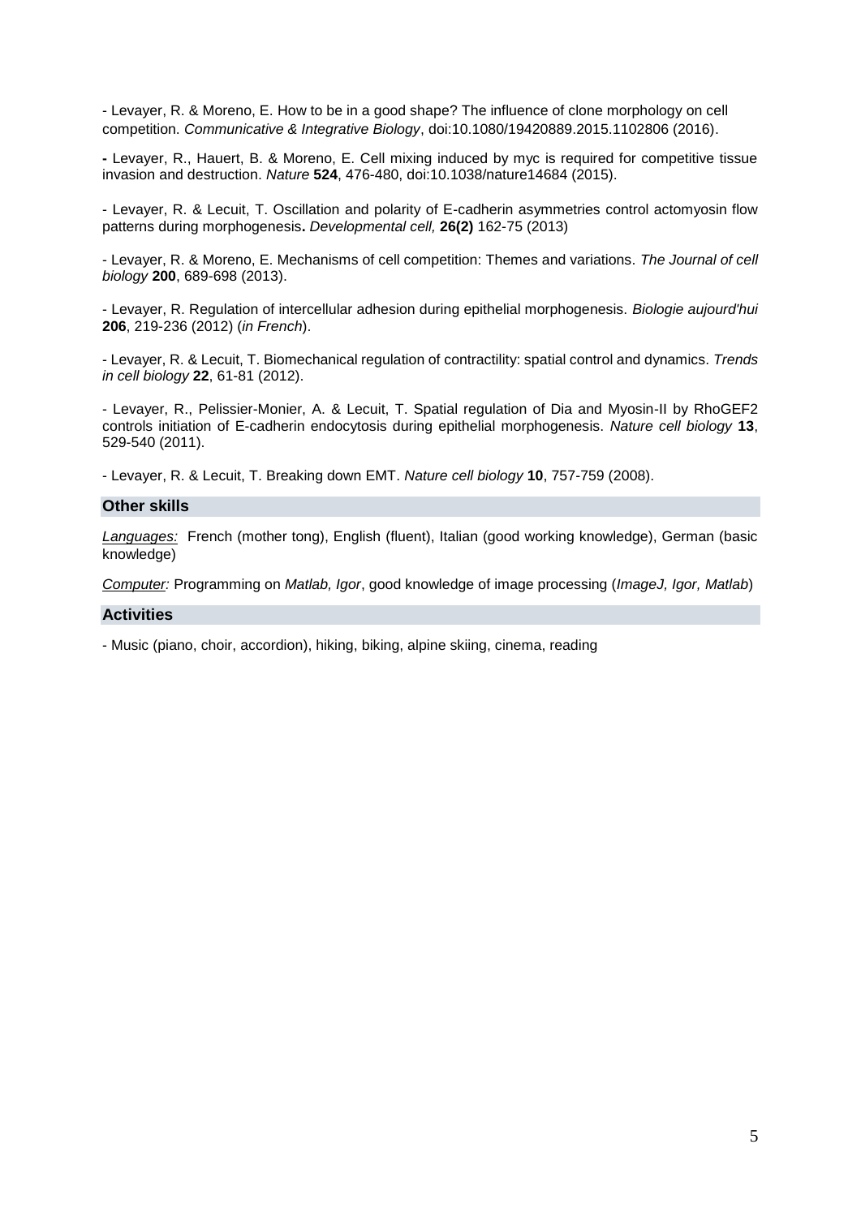- Levayer, R. & Moreno, E. How to be in a good shape? The influence of clone morphology on cell competition. *Communicative & Integrative Biology*, doi:10.1080/19420889.2015.1102806 (2016).

- Levayer, R., Hauert, B. & Moreno, E. Cell mixing induced by myc is required for competitive tissue invasion and destruction. *Nature* **524**, 476-480, doi:10.1038/nature14684 (2015).

- Levayer, R. & Lecuit, T. Oscillation and polarity of E-cadherin asymmetries control actomyosin flow patterns during morphogenesis**.** *Developmental cell,* **26(2)** 162-75 (2013)

- Levayer, R. & Moreno, E. Mechanisms of cell competition: Themes and variations. *The Journal of cell biology* **200**, 689-698 (2013).

- Levayer, R. Regulation of intercellular adhesion during epithelial morphogenesis. *Biologie aujourd'hui* **206**, 219-236 (2012) (*in French*).

- Levayer, R. & Lecuit, T. Biomechanical regulation of contractility: spatial control and dynamics. *Trends in cell biology* **22**, 61-81 (2012).

- Levayer, R., Pelissier-Monier, A. & Lecuit, T. Spatial regulation of Dia and Myosin-II by RhoGEF2 controls initiation of E-cadherin endocytosis during epithelial morphogenesis. *Nature cell biology* **13**, 529-540 (2011).

- Levayer, R. & Lecuit, T. Breaking down EMT. *Nature cell biology* **10**, 757-759 (2008).

## Other skills

*Languages:* French (mother tong), English (fluent), Italian (good working knowledge), German (basic knowledge)

*Computer:* Programming on *Matlab, Igor*, good knowledge of image processing (*ImageJ, Igor, Matlab*)

## Activities

- Music (piano, choir, accordion), hiking, biking, alpine skiing, cinema, reading